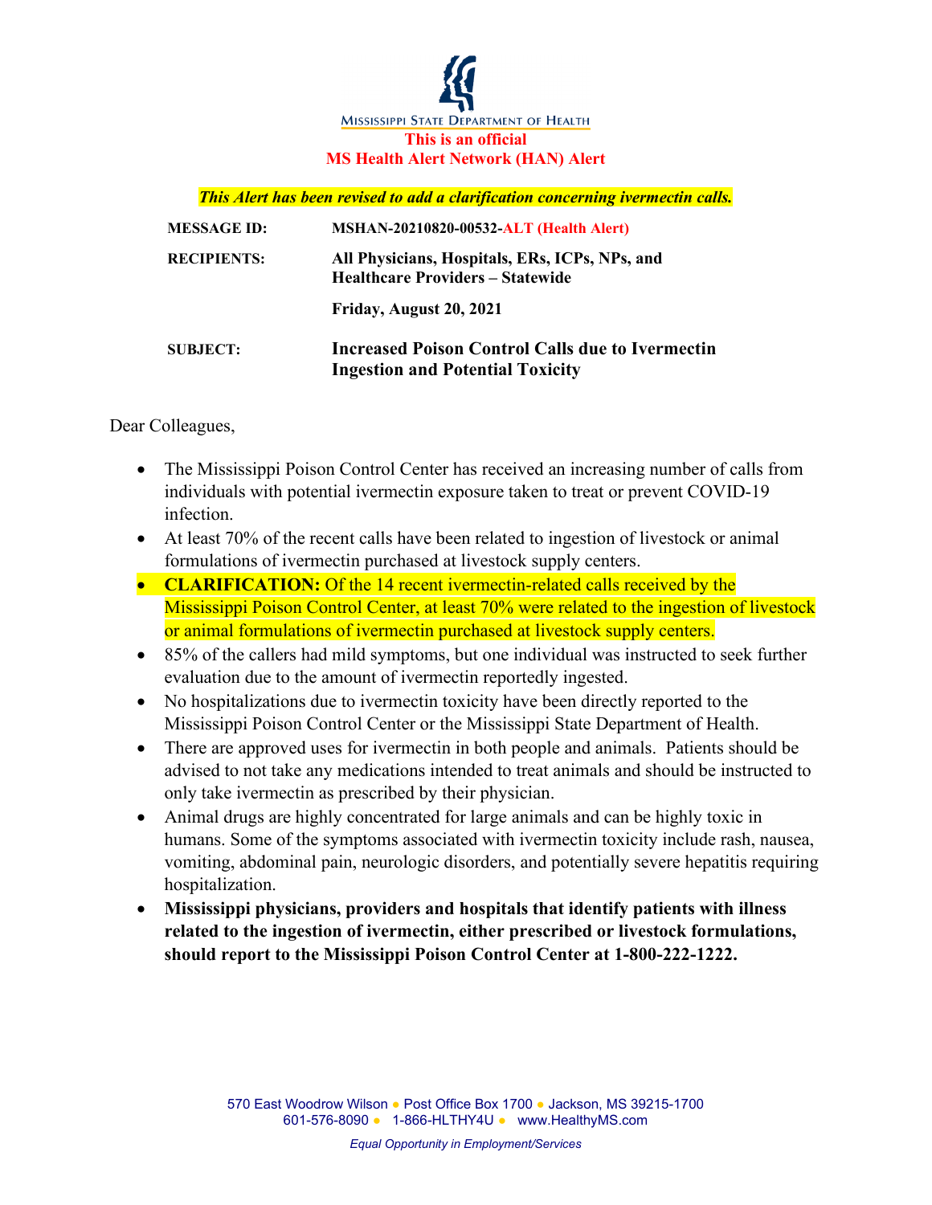Mississippi State Department of Health

**This is an official**
**MS Health Alert Network (HAN) Alert**

***This Alert has been revised to add a clarification concerning ivermectin calls.***

| | |
|---|---|
| **MESSAGE ID:** | **MSHAN-20210820-00532-ALT (Health Alert)** |
| **RECIPIENTS:** | **All Physicians, Hospitals, ERs, ICPs, NPs, and Healthcare Providers – Statewide** |
| | **Friday, August 20, 2021** |
| **SUBJECT:** | **Increased Poison Control Calls due to Ivermectin Ingestion and Potential Toxicity** |

Dear Colleagues,

- The Mississippi Poison Control Center has received an increasing number of calls from individuals with potential ivermectin exposure taken to treat or prevent COVID-19 infection.
- At least 70% of the recent calls have been related to ingestion of livestock or animal formulations of ivermectin purchased at livestock supply centers.
- **CLARIFICATION:** Of the 14 recent ivermectin-related calls received by the Mississippi Poison Control Center, at least 70% were related to the ingestion of livestock or animal formulations of ivermectin purchased at livestock supply centers.
- 85% of the callers had mild symptoms, but one individual was instructed to seek further evaluation due to the amount of ivermectin reportedly ingested.
- No hospitalizations due to ivermectin toxicity have been directly reported to the Mississippi Poison Control Center or the Mississippi State Department of Health.
- There are approved uses for ivermectin in both people and animals. Patients should be advised to not take any medications intended to treat animals and should be instructed to only take ivermectin as prescribed by their physician.
- Animal drugs are highly concentrated for large animals and can be highly toxic in humans. Some of the symptoms associated with ivermectin toxicity include rash, nausea, vomiting, abdominal pain, neurologic disorders, and potentially severe hepatitis requiring hospitalization.
- **Mississippi physicians, providers and hospitals that identify patients with illness related to the ingestion of ivermectin, either prescribed or livestock formulations, should report to the Mississippi Poison Control Center at 1-800-222-1222.**

570 East Woodrow Wilson • Post Office Box 1700 • Jackson, MS 39215-1700
601-576-8090 • 1-866-HLTHY4U • www.HealthyMS.com

*Equal Opportunity in Employment/Services*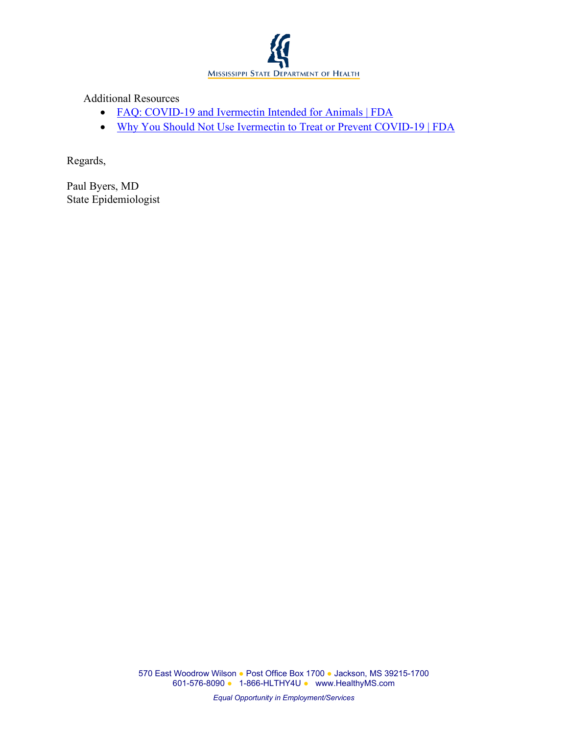Additional Resources

- [FAQ: COVID-19 and Ivermectin Intended for Animals | FDA]
- [Why You Should Not Use Ivermectin to Treat or Prevent COVID-19 | FDA]

Regards,

Paul Byers, MD
State Epidemiologist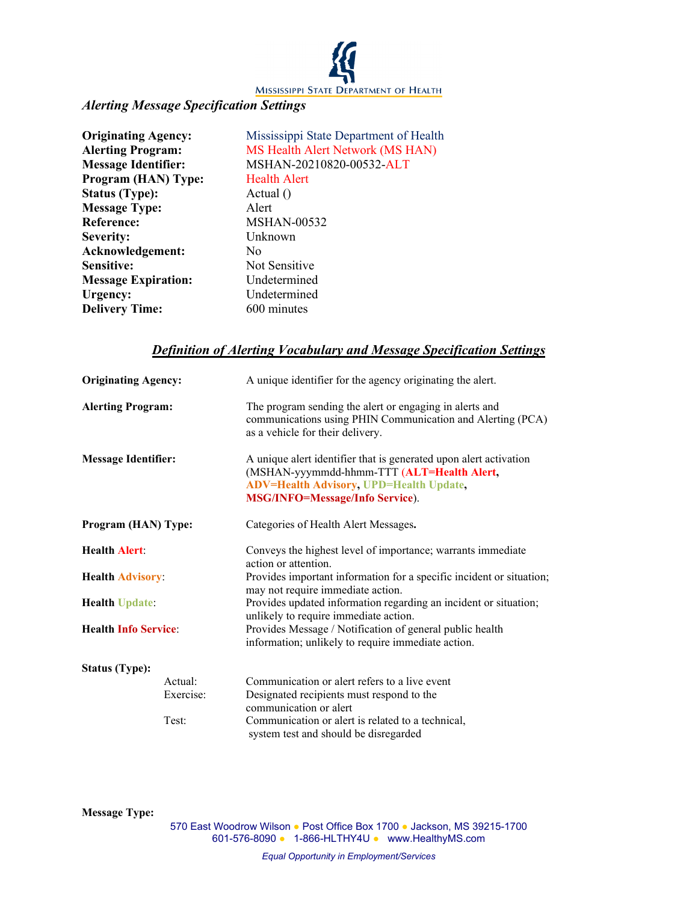## *Alerting Message Specification Settings*

| | |
|---|---|
| **Originating Agency:** | Mississippi State Department of Health |
| **Alerting Program:** | MS Health Alert Network (MS HAN) |
| **Message Identifier:** | MSHAN-20210820-00532-ALT |
| **Program (HAN) Type:** | Health Alert |
| **Status (Type):** | Actual () |
| **Message Type:** | Alert |
| **Reference:** | MSHAN-00532 |
| **Severity:** | Unknown |
| **Acknowledgement:** | No |
| **Sensitive:** | Not Sensitive |
| **Message Expiration:** | Undetermined |
| **Urgency:** | Undetermined |
| **Delivery Time:** | 600 minutes |

## ***Definition of Alerting Vocabulary and Message Specification Settings***

**Originating Agency:** A unique identifier for the agency originating the alert.

**Alerting Program:** The program sending the alert or engaging in alerts and communications using PHIN Communication and Alerting (PCA) as a vehicle for their delivery.

**Message Identifier:** A unique alert identifier that is generated upon alert activation (MSHAN-yyymmdd-hhmm-TTT (**ALT=Health Alert**, **ADV=Health Advisory**, **UPD=Health Update**, **MSG/INFO=Message/Info Service**).

**Program (HAN) Type:** Categories of Health Alert Messages**.**

**Health Alert**: Conveys the highest level of importance; warrants immediate action or attention.

**Health Advisory**: Provides important information for a specific incident or situation; may not require immediate action.

**Health Update**: Provides updated information regarding an incident or situation; unlikely to require immediate action.

**Health Info Service**: Provides Message / Notification of general public health information; unlikely to require immediate action.

**Status (Type):**

- Actual: Communication or alert refers to a live event
- Exercise: Designated recipients must respond to the communication or alert
- Test: Communication or alert is related to a technical, system test and should be disregarded

**Message Type:**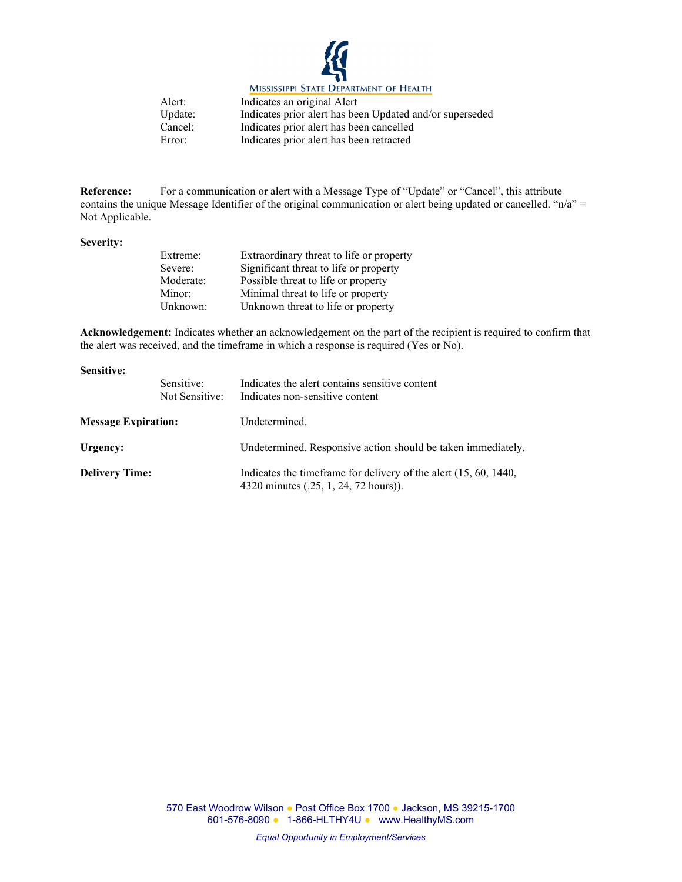| | |
|---|---|
| Alert: | Indicates an original Alert |
| Update: | Indicates prior alert has been Updated and/or superseded |
| Cancel: | Indicates prior alert has been cancelled |
| Error: | Indicates prior alert has been retracted |

**Reference:** For a communication or alert with a Message Type of "Update" or "Cancel", this attribute contains the unique Message Identifier of the original communication or alert being updated or cancelled. "n/a" = Not Applicable.

**Severity:**

| | |
|---|---|
| Extreme: | Extraordinary threat to life or property |
| Severe: | Significant threat to life or property |
| Moderate: | Possible threat to life or property |
| Minor: | Minimal threat to life or property |
| Unknown: | Unknown threat to life or property |

**Acknowledgement:** Indicates whether an acknowledgement on the part of the recipient is required to confirm that the alert was received, and the timeframe in which a response is required (Yes or No).

**Sensitive:**

| | |
|---|---|
| Sensitive: | Indicates the alert contains sensitive content |
| Not Sensitive: | Indicates non-sensitive content |

**Message Expiration:** Undetermined.

**Urgency:** Undetermined. Responsive action should be taken immediately.

**Delivery Time:** Indicates the timeframe for delivery of the alert (15, 60, 1440, 4320 minutes (.25, 1, 24, 72 hours)).